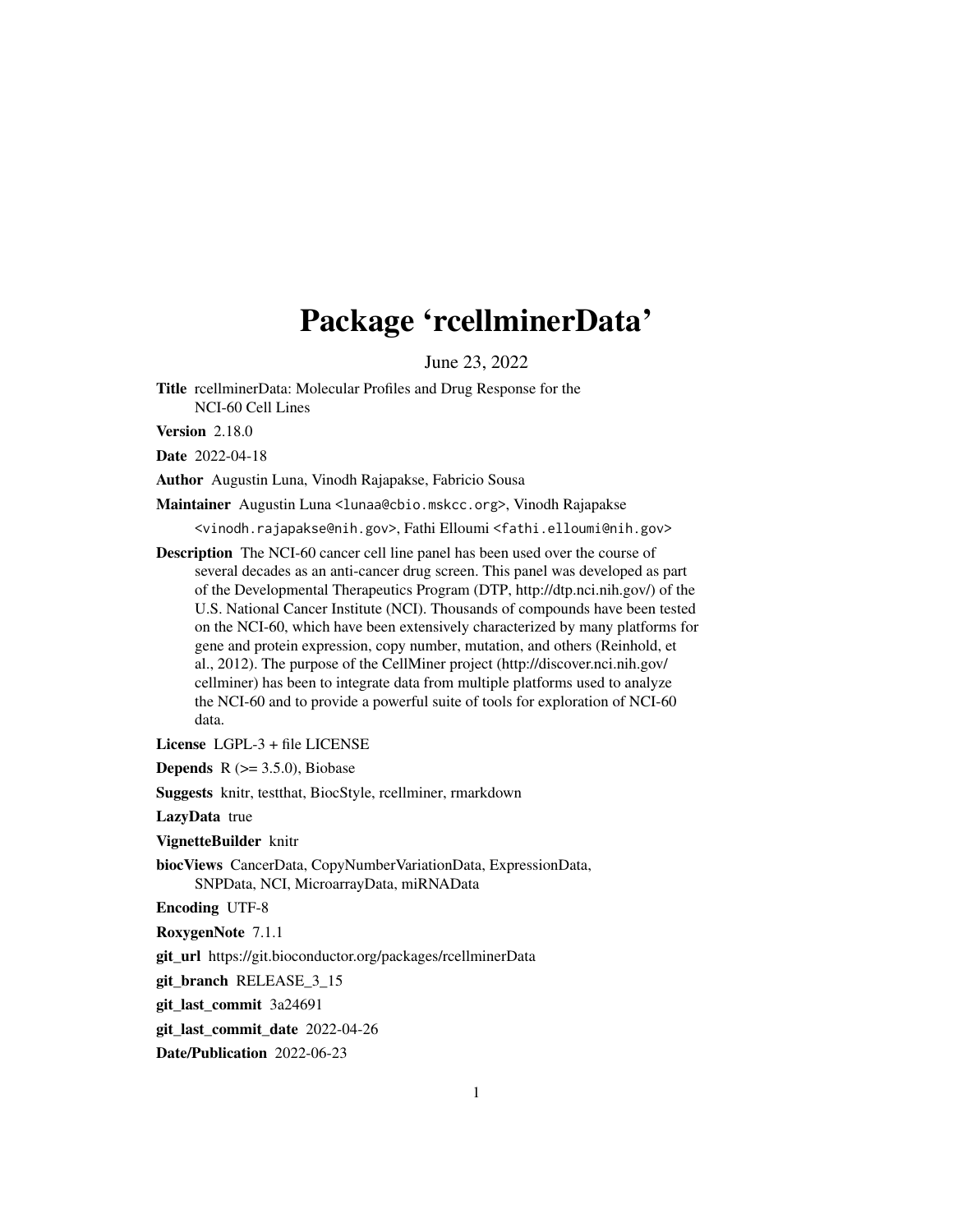# Package 'rcellminerData'

June 23, 2022

**Title** rcellminerData: Molecular Profiles and Drug Response for the NCI-60 Cell Lines

**Version** 2.18.0

**Date** 2022-04-18

**Author** Augustin Luna, Vinodh Rajapakse, Fabricio Sousa

**Maintainer** Augustin Luna <lunaa@cbio.mskcc.org>, Vinodh Rajapakse <vinodh.rajapakse@nih.gov>, Fathi Elloumi <fathi.elloumi@nih.gov>

**Description** The NCI-60 cancer cell line panel has been used over the course of several decades as an anti-cancer drug screen. This panel was developed as part of the Developmental Therapeutics Program (DTP, http://dtp.nci.nih.gov/) of the U.S. National Cancer Institute (NCI). Thousands of compounds have been tested on the NCI-60, which have been extensively characterized by many platforms for gene and protein expression, copy number, mutation, and others (Reinhold, et al., 2012). The purpose of the CellMiner project (http://discover.nci.nih.gov/cellminer) has been to integrate data from multiple platforms used to analyze the NCI-60 and to provide a powerful suite of tools for exploration of NCI-60 data.

**License** LGPL-3 + file LICENSE

**Depends** R (>= 3.5.0), Biobase

**Suggests** knitr, testthat, BiocStyle, rcellminer, rmarkdown

**LazyData** true

**VignetteBuilder** knitr

**biocViews** CancerData, CopyNumberVariationData, ExpressionData, SNPData, NCI, MicroarrayData, miRNAData

**Encoding** UTF-8

**RoxygenNote** 7.1.1

**git_url** https://git.bioconductor.org/packages/rcellminerData

**git_branch** RELEASE_3_15

**git_last_commit** 3a24691

**git_last_commit_date** 2022-04-26

**Date/Publication** 2022-06-23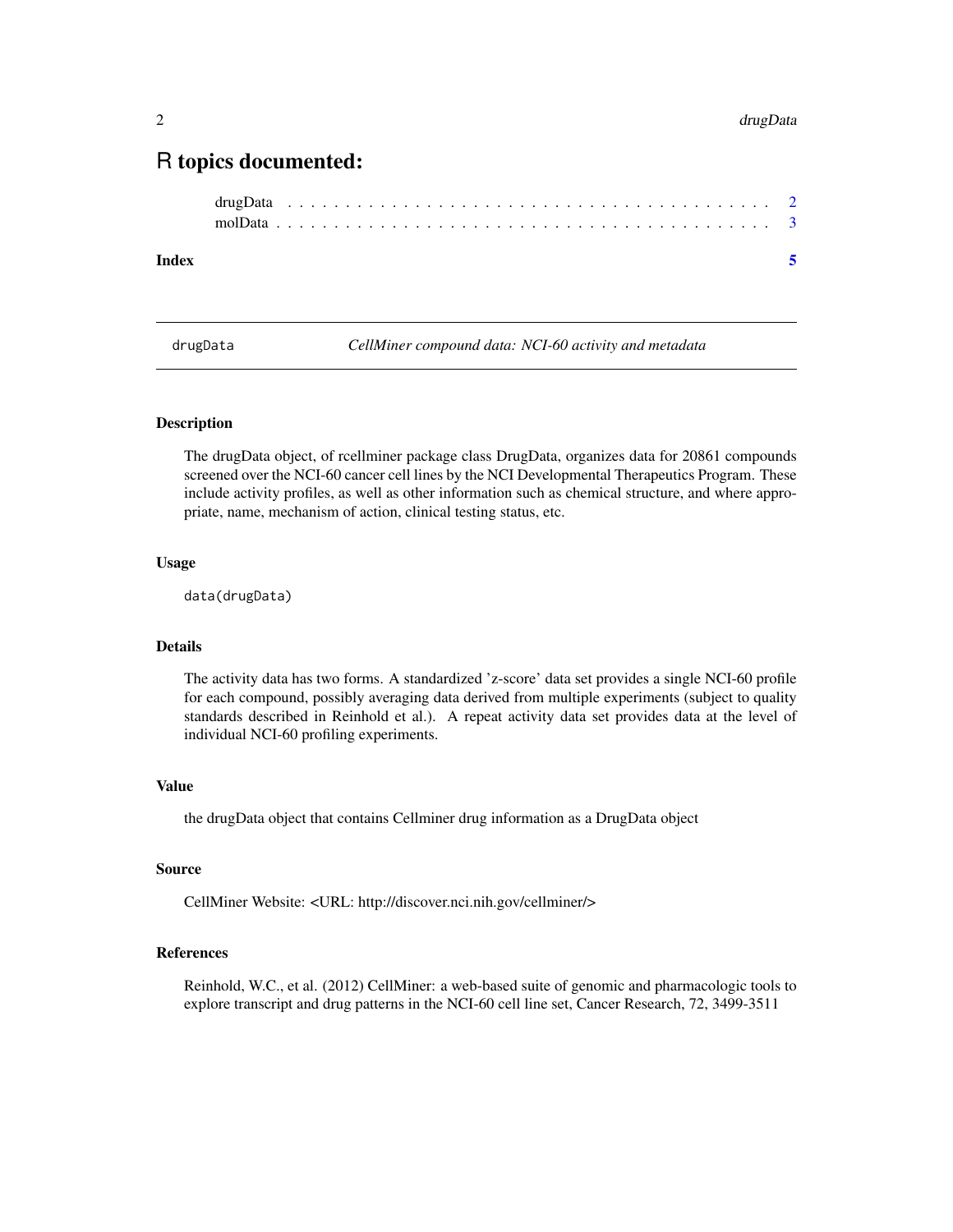# R topics documented:

drugData . . . . . . . . . . . . . . . . . . . . . . . . . . . . . . . . . . . . . . . . . 2
molData . . . . . . . . . . . . . . . . . . . . . . . . . . . . . . . . . . . . . . . . . . 3

**Index** **5**

---

drugData *CellMiner compound data: NCI-60 activity and metadata*

---

## Description

The drugData object, of rcellminer package class DrugData, organizes data for 20861 compounds screened over the NCI-60 cancer cell lines by the NCI Developmental Therapeutics Program. These include activity profiles, as well as other information such as chemical structure, and where appropriate, name, mechanism of action, clinical testing status, etc.

## Usage

```
data(drugData)
```

## Details

The activity data has two forms. A standardized 'z-score' data set provides a single NCI-60 profile for each compound, possibly averaging data derived from multiple experiments (subject to quality standards described in Reinhold et al.). A repeat activity data set provides data at the level of individual NCI-60 profiling experiments.

## Value

the drugData object that contains Cellminer drug information as a DrugData object

## Source

CellMiner Website: <URL: http://discover.nci.nih.gov/cellminer/>

## References

Reinhold, W.C., et al. (2012) CellMiner: a web-based suite of genomic and pharmacologic tools to explore transcript and drug patterns in the NCI-60 cell line set, Cancer Research, 72, 3499-3511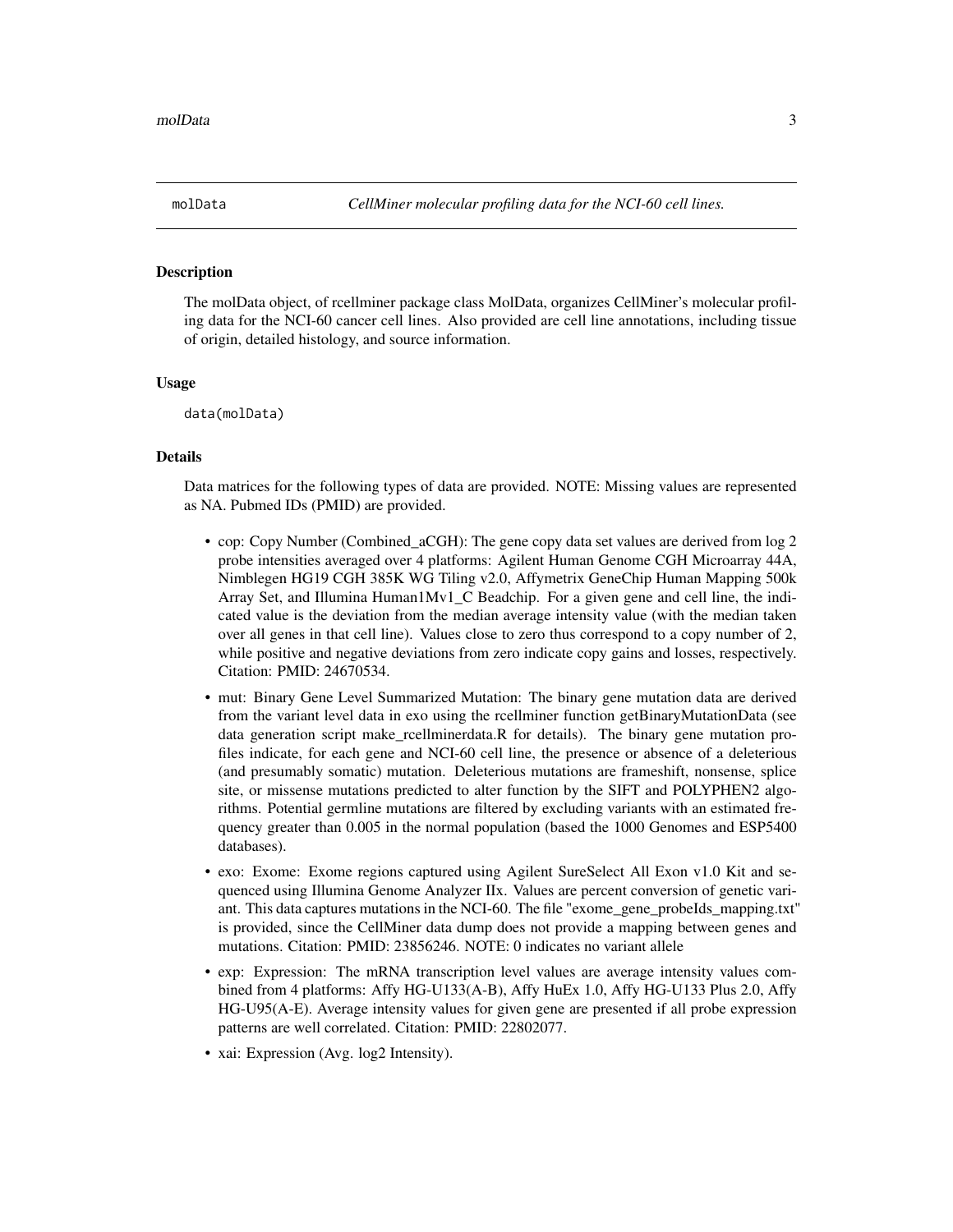# molData — *CellMiner molecular profiling data for the NCI-60 cell lines.*

## Description

The molData object, of rcellminer package class MolData, organizes CellMiner's molecular profiling data for the NCI-60 cancer cell lines. Also provided are cell line annotations, including tissue of origin, detailed histology, and source information.

## Usage

```
data(molData)
```

## Details

Data matrices for the following types of data are provided. NOTE: Missing values are represented as NA. Pubmed IDs (PMID) are provided.

- cop: Copy Number (Combined_aCGH): The gene copy data set values are derived from log 2 probe intensities averaged over 4 platforms: Agilent Human Genome CGH Microarray 44A, Nimblegen HG19 CGH 385K WG Tiling v2.0, Affymetrix GeneChip Human Mapping 500k Array Set, and Illumina Human1Mv1_C Beadchip. For a given gene and cell line, the indicated value is the deviation from the median average intensity value (with the median taken over all genes in that cell line). Values close to zero thus correspond to a copy number of 2, while positive and negative deviations from zero indicate copy gains and losses, respectively. Citation: PMID: 24670534.
- mut: Binary Gene Level Summarized Mutation: The binary gene mutation data are derived from the variant level data in exo using the rcellminer function getBinaryMutationData (see data generation script make_rcellminerdata.R for details). The binary gene mutation profiles indicate, for each gene and NCI-60 cell line, the presence or absence of a deleterious (and presumably somatic) mutation. Deleterious mutations are frameshift, nonsense, splice site, or missense mutations predicted to alter function by the SIFT and POLYPHEN2 algorithms. Potential germline mutations are filtered by excluding variants with an estimated frequency greater than 0.005 in the normal population (based the 1000 Genomes and ESP5400 databases).
- exo: Exome: Exome regions captured using Agilent SureSelect All Exon v1.0 Kit and sequenced using Illumina Genome Analyzer IIx. Values are percent conversion of genetic variant. This data captures mutations in the NCI-60. The file "exome_gene_probeIds_mapping.txt" is provided, since the CellMiner data dump does not provide a mapping between genes and mutations. Citation: PMID: 23856246. NOTE: 0 indicates no variant allele
- exp: Expression: The mRNA transcription level values are average intensity values combined from 4 platforms: Affy HG-U133(A-B), Affy HuEx 1.0, Affy HG-U133 Plus 2.0, Affy HG-U95(A-E). Average intensity values for given gene are presented if all probe expression patterns are well correlated. Citation: PMID: 22802077.
- xai: Expression (Avg. log2 Intensity).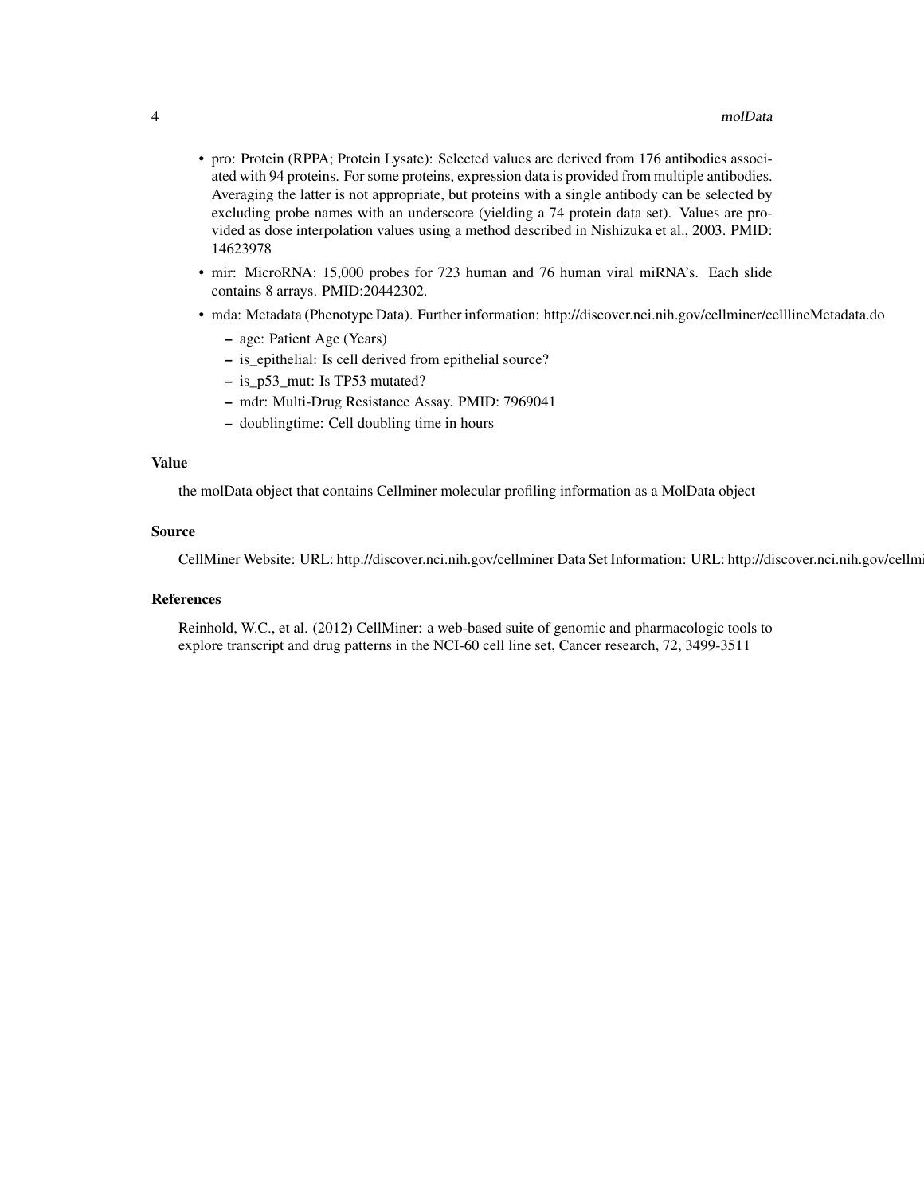- pro: Protein (RPPA; Protein Lysate): Selected values are derived from 176 antibodies associated with 94 proteins. For some proteins, expression data is provided from multiple antibodies. Averaging the latter is not appropriate, but proteins with a single antibody can be selected by excluding probe names with an underscore (yielding a 74 protein data set). Values are provided as dose interpolation values using a method described in Nishizuka et al., 2003. PMID: 14623978
- mir: MicroRNA: 15,000 probes for 723 human and 76 human viral miRNA's. Each slide contains 8 arrays. PMID:20442302.
- mda: Metadata (Phenotype Data). Further information: http://discover.nci.nih.gov/cellminer/celllineMetadata.do
  - age: Patient Age (Years)
  - is_epithelial: Is cell derived from epithelial source?
  - is_p53_mut: Is TP53 mutated?
  - mdr: Multi-Drug Resistance Assay. PMID: 7969041
  - doublingtime: Cell doubling time in hours

### Value

the molData object that contains Cellminer molecular profiling information as a MolData object

### Source

CellMiner Website: URL: http://discover.nci.nih.gov/cellminer Data Set Information: URL: http://discover.nci.nih.gov/cellmi

### References

Reinhold, W.C., et al. (2012) CellMiner: a web-based suite of genomic and pharmacologic tools to explore transcript and drug patterns in the NCI-60 cell line set, Cancer research, 72, 3499-3511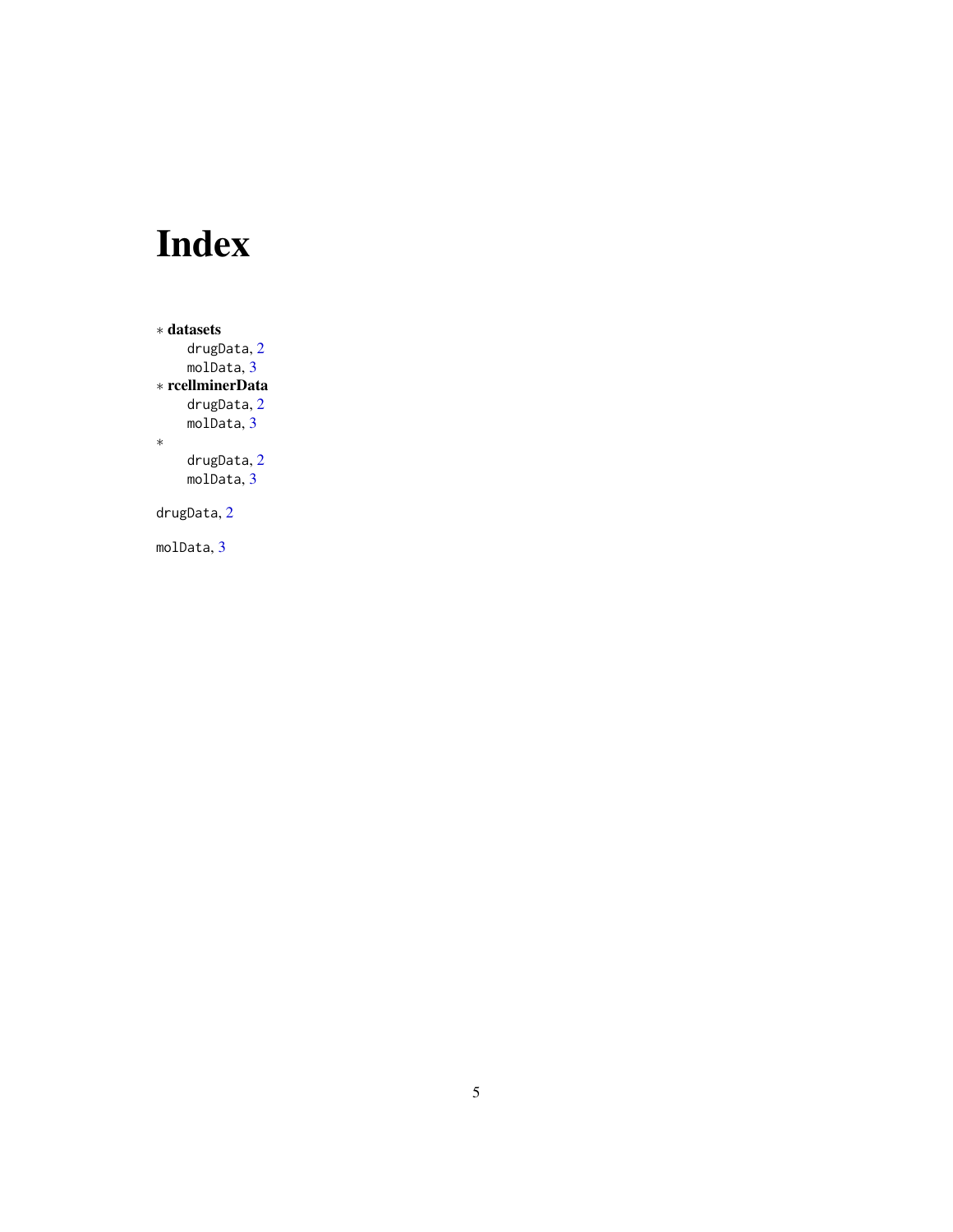# Index

* **datasets**
    - drugData, 2
    - molData, 3
* **rcellminerData**
    - drugData, 2
    - molData, 3
*
    - drugData, 2
    - molData, 3

drugData, 2

molData, 3